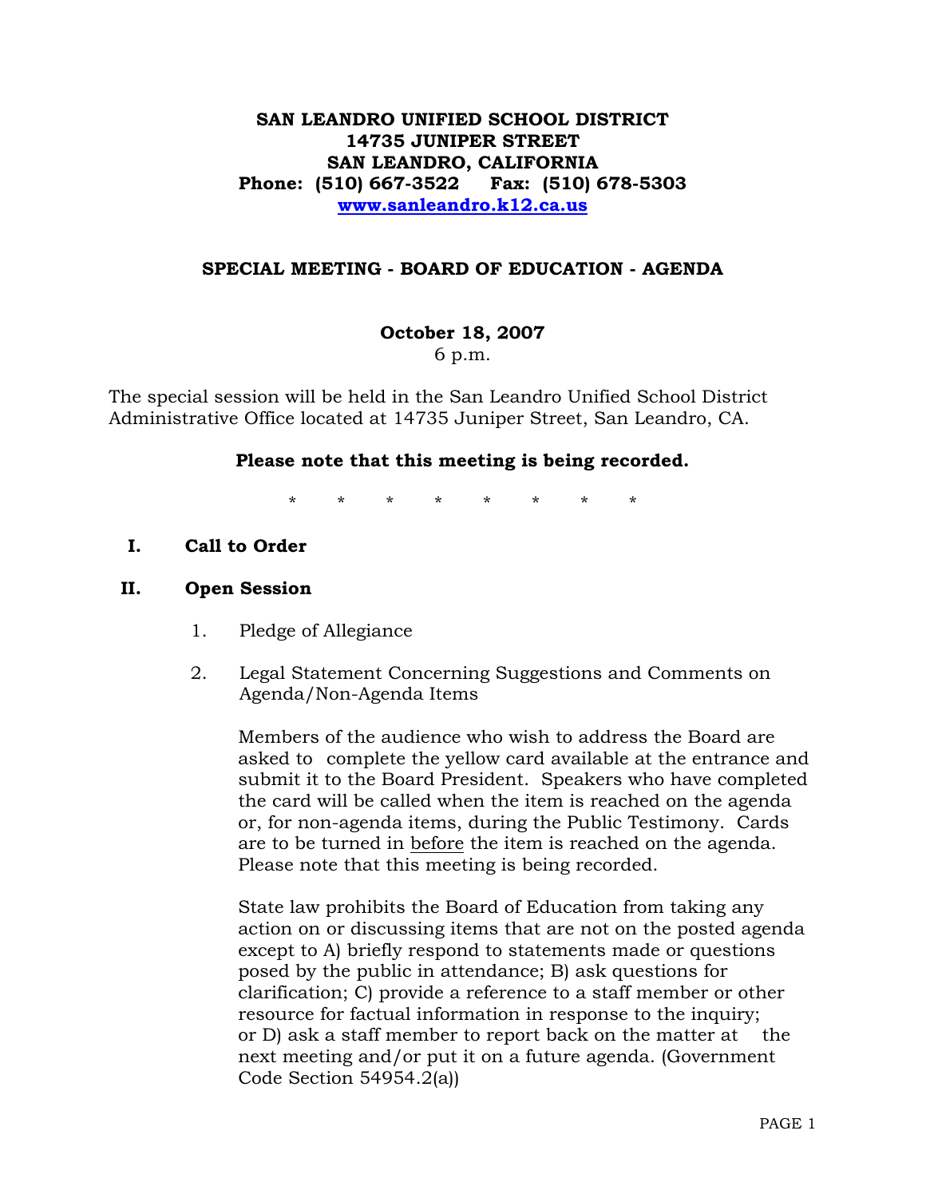**SAN LEANDRO UNIFIED SCHOOL DISTRICT**
**14735 JUNIPER STREET**
**SAN LEANDRO, CALIFORNIA**
**Phone: (510) 667-3522 Fax: (510) 678-5303**
**[www.sanleandro.k12.ca.us](http://www.sanleandro.k12.ca.us)**

## SPECIAL MEETING - BOARD OF EDUCATION - AGENDA

**October 18, 2007**
6 p.m.

The special session will be held in the San Leandro Unified School District Administrative Office located at 14735 Juniper Street, San Leandro, CA.

**Please note that this meeting is being recorded.**

\* \* \* \* \* \* \* \*

**I. Call to Order**

**II. Open Session**

1. Pledge of Allegiance

2. Legal Statement Concerning Suggestions and Comments on Agenda/Non-Agenda Items

   Members of the audience who wish to address the Board are asked to complete the yellow card available at the entrance and submit it to the Board President. Speakers who have completed the card will be called when the item is reached on the agenda or, for non-agenda items, during the Public Testimony. Cards are to be turned in <u>before</u> the item is reached on the agenda. Please note that this meeting is being recorded.

   State law prohibits the Board of Education from taking any action on or discussing items that are not on the posted agenda except to A) briefly respond to statements made or questions posed by the public in attendance; B) ask questions for clarification; C) provide a reference to a staff member or other resource for factual information in response to the inquiry; or D) ask a staff member to report back on the matter at the next meeting and/or put it on a future agenda. (Government Code Section 54954.2(a))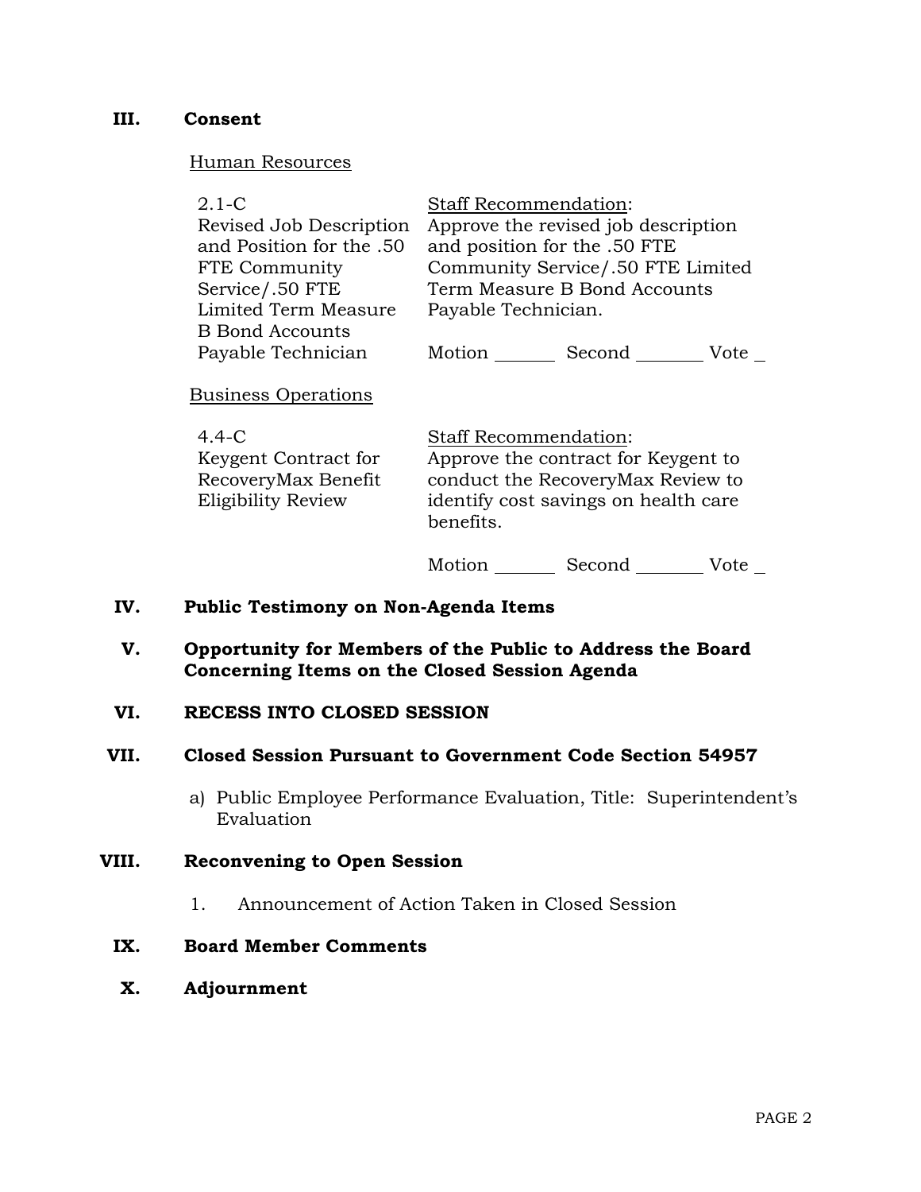## III. Consent

Human Resources

| | |
|---|---|
| 2.1-C<br>Revised Job Description and Position for the .50 FTE Community Service/.50 FTE Limited Term Measure B Bond Accounts Payable Technician | Staff Recommendation:<br>Approve the revised job description and position for the .50 FTE Community Service/.50 FTE Limited Term Measure B Bond Accounts Payable Technician.<br><br>Motion _______ Second _______ Vote _ |

Business Operations

| | |
|---|---|
| 4.4-C<br>Keygent Contract for RecoveryMax Benefit Eligibility Review | Staff Recommendation:<br>Approve the contract for Keygent to conduct the RecoveryMax Review to identify cost savings on health care benefits.<br><br>Motion _______ Second _______ Vote _ |

## IV. Public Testimony on Non-Agenda Items

## V. Opportunity for Members of the Public to Address the Board Concerning Items on the Closed Session Agenda

## VI. RECESS INTO CLOSED SESSION

## VII. Closed Session Pursuant to Government Code Section 54957

a) Public Employee Performance Evaluation, Title: Superintendent's Evaluation

## VIII. Reconvening to Open Session

1. Announcement of Action Taken in Closed Session

## IX. Board Member Comments

## X. Adjournment